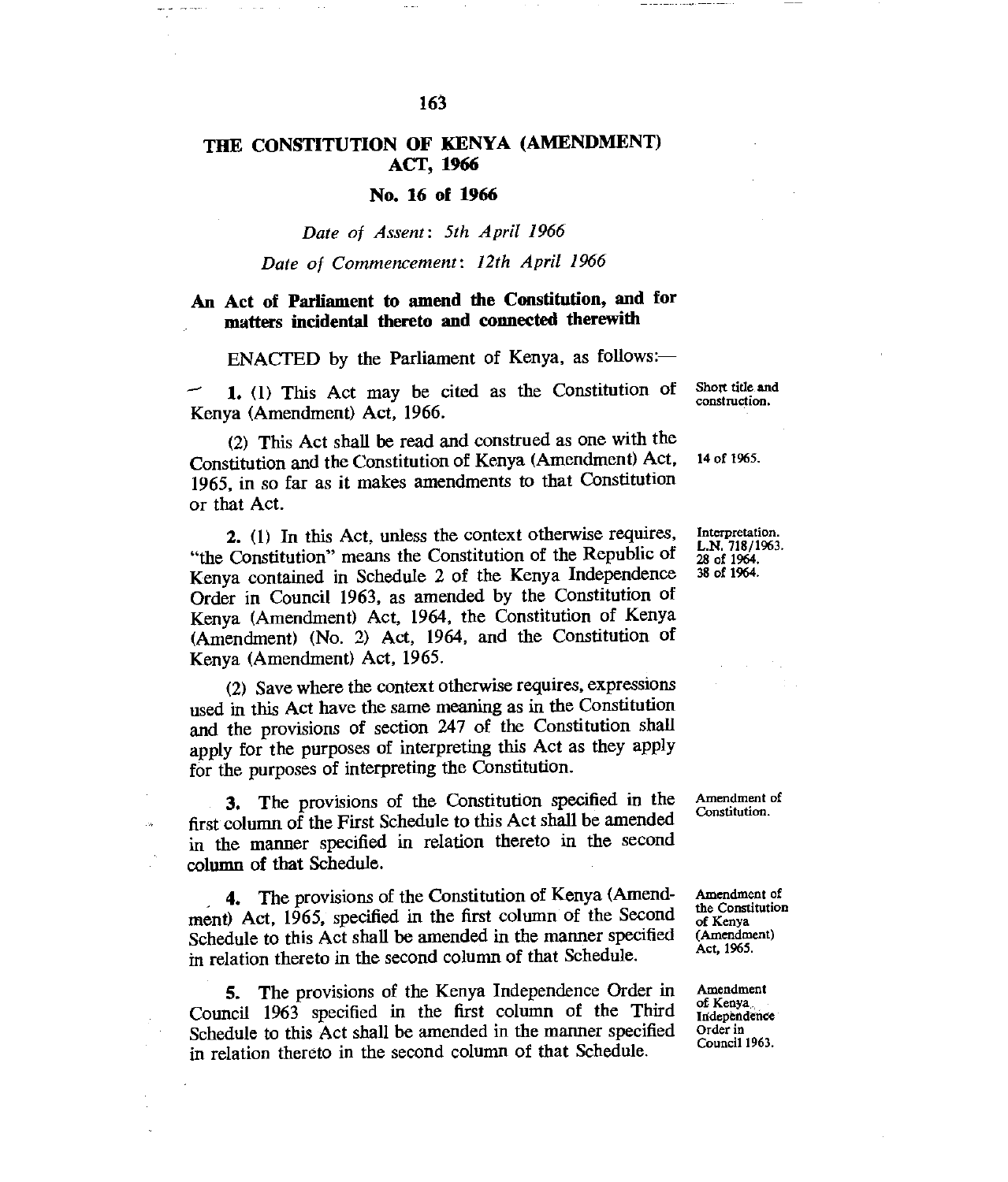# THE CONSTITUTION OF KENYA (AMENDMENT) ACT, 1966

## No. 16 of 1966

*Date of Assent: 5th April 1966*

*Date of Commencement: 12th April 1966*

### An Act of Parliament to amend the Constitution, and for matters incidental thereto and connected therewith

ENACTED by the Parliament of Kenya, as follows:—

Short title and construction.

**1.** (1) This Act may be cited as the Constitution of Kenya (Amendment) Act, 1966.

14 of 1965.

(2) This Act shall be read and construed as one with the Constitution and the Constitution of Kenya (Amendment) Act, 1965, in so far as it makes amendments to that Constitution or that Act.

Interpretation. L.N. 718/1963. 28 of 1964. 38 of 1964.

**2.** (1) In this Act, unless the context otherwise requires, "the Constitution" means the Constitution of the Republic of Kenya contained in Schedule 2 of the Kenya Independence Order in Council 1963, as amended by the Constitution of Kenya (Amendment) Act, 1964, the Constitution of Kenya (Amendment) (No. 2) Act, 1964, and the Constitution of Kenya (Amendment) Act, 1965.

(2) Save where the context otherwise requires, expressions used in this Act have the same meaning as in the Constitution and the provisions of section 247 of the Constitution shall apply for the purposes of interpreting this Act as they apply for the purposes of interpreting the Constitution.

Amendment of Constitution.

**3.** The provisions of the Constitution specified in the first column of the First Schedule to this Act shall be amended in the manner specified in relation thereto in the second column of that Schedule.

Amendment of the Constitution of Kenya (Amendment) Act, 1965.

**4.** The provisions of the Constitution of Kenya (Amendment) Act, 1965, specified in the first column of the Second Schedule to this Act shall be amended in the manner specified in relation thereto in the second column of that Schedule.

Amendment of Kenya Independence Order in Council 1963.

**5.** The provisions of the Kenya Independence Order in Council 1963 specified in the first column of the Third Schedule to this Act shall be amended in the manner specified in relation thereto in the second column of that Schedule.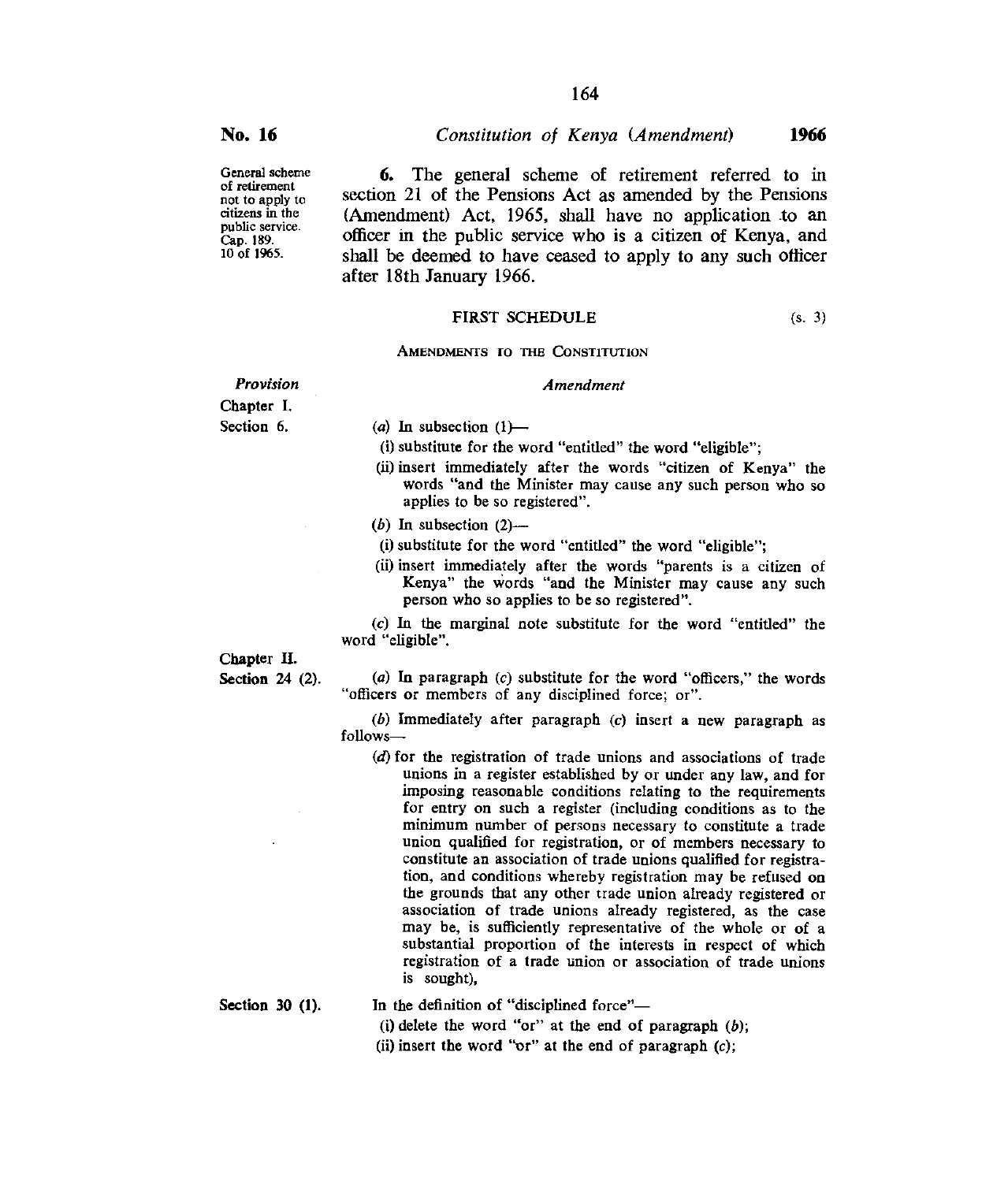General scheme of retirement not to apply to citizens in the public service. Cap. 189. 10 of 1965.

**6.** The general scheme of retirement referred to in section 21 of the Pensions Act as amended by the Pensions (Amendment) Act, 1965, shall have no application to an officer in the public service who is a citizen of Kenya, and shall be deemed to have ceased to apply to any such officer after 18th January 1966.

## FIRST SCHEDULE

(s. 3)

AMENDMENTS TO THE CONSTITUTION

| *Provision* | *Amendment* |
|---|---|
| Chapter I. Section 6. | (*a*) In subsection (1)— (i) substitute for the word "entitled" the word "eligible"; (ii) insert immediately after the words "citizen of Kenya" the words "and the Minister may cause any such person who so applies to be so registered". (*b*) In subsection (2)— (i) substitute for the word "entitled" the word "eligible"; (ii) insert immediately after the words "parents is a citizen of Kenya" the words "and the Minister may cause any such person who so applies to be so registered". (*c*) In the marginal note substitute for the word "entitled" the word "eligible". |
| Chapter II. Section 24 (2). | (*a*) In paragraph (*c*) substitute for the word "officers," the words "officers or members of any disciplined force; or". (*b*) Immediately after paragraph (*c*) insert a new paragraph as follows— (*d*) for the registration of trade unions and associations of trade unions in a register established by or under any law, and for imposing reasonable conditions relating to the requirements for entry on such a register (including conditions as to the minimum number of persons necessary to constitute a trade union qualified for registration, or of members necessary to constitute an association of trade unions qualified for registration, and conditions whereby registration may be refused on the grounds that any other trade union already registered or association of trade unions already registered, as the case may be, is sufficiently representative of the whole or of a substantial proportion of the interests in respect of which registration of a trade union or association of trade unions is sought), |
| Section 30 (1). | In the definition of "disciplined force"— (i) delete the word "or" at the end of paragraph (*b*); (ii) insert the word "or" at the end of paragraph (*c*); |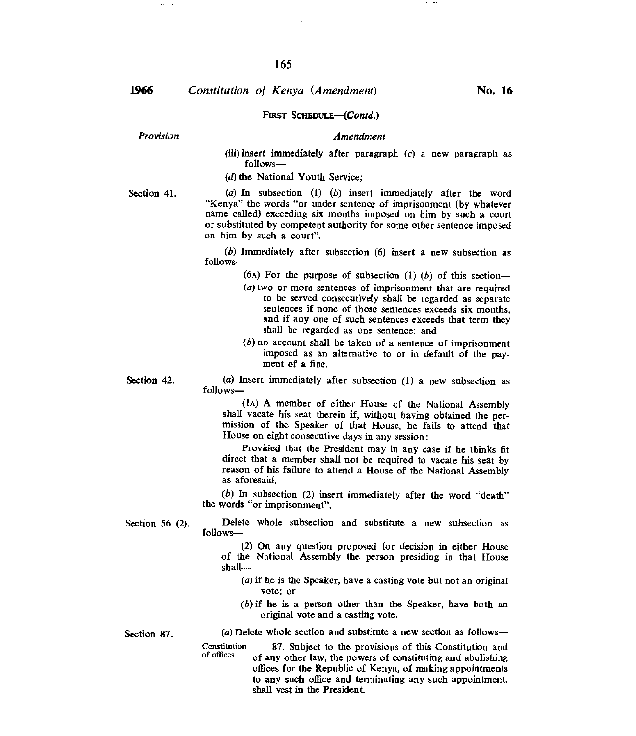FIRST SCHEDULE—(*Contd.*)

| *Provision* | *Amendment* |
|---|---|
| | (iii) insert immediately after paragraph (*c*) a new paragraph as follows—<br><br>(*d*) the National Youth Service; |
| Section 41. | (*a*) In subsection (1) (*b*) insert immediately after the word "Kenya" the words "or under sentence of imprisonment (by whatever name called) exceeding six months imposed on him by such a court or substituted by competent authority for some other sentence imposed on him by such a court".<br><br>(*b*) Immediately after subsection (6) insert a new subsection as follows—<br><br>(6A) For the purpose of subsection (1) (*b*) of this section—<br>(*a*) two or more sentences of imprisonment that are required to be served consecutively shall be regarded as separate sentences if none of those sentences exceeds six months, and if any one of such sentences exceeds that term they shall be regarded as one sentence; and<br>(*b*) no account shall be taken of a sentence of imprisonment imposed as an alternative to or in default of the payment of a fine. |
| Section 42. | (*a*) Insert immediately after subsection (1) a new subsection as follows—<br><br>(1A) A member of either House of the National Assembly shall vacate his seat therein if, without having obtained the permission of the Speaker of that House, he fails to attend that House on eight consecutive days in any session:<br><br>Provided that the President may in any case if he thinks fit direct that a member shall not be required to vacate his seat by reason of his failure to attend a House of the National Assembly as aforesaid.<br><br>(*b*) In subsection (2) insert immediately after the word "death" the words "or imprisonment". |
| Section 56 (2). | Delete whole subsection and substitute a new subsection as follows—<br><br>(2) On any question proposed for decision in either House of the National Assembly the person presiding in that House shall—<br>(*a*) if he is the Speaker, have a casting vote but not an original vote; or<br>(*b*) if he is a person other than the Speaker, have both an original vote and a casting vote. |
| Section 87. | (*a*) Delete whole section and substitute a new section as follows—<br><br>Constitution of offices.<br>87. Subject to the provisions of this Constitution and of any other law, the powers of constituting and abolishing offices for the Republic of Kenya, of making appointments to any such office and terminating any such appointment, shall vest in the President. |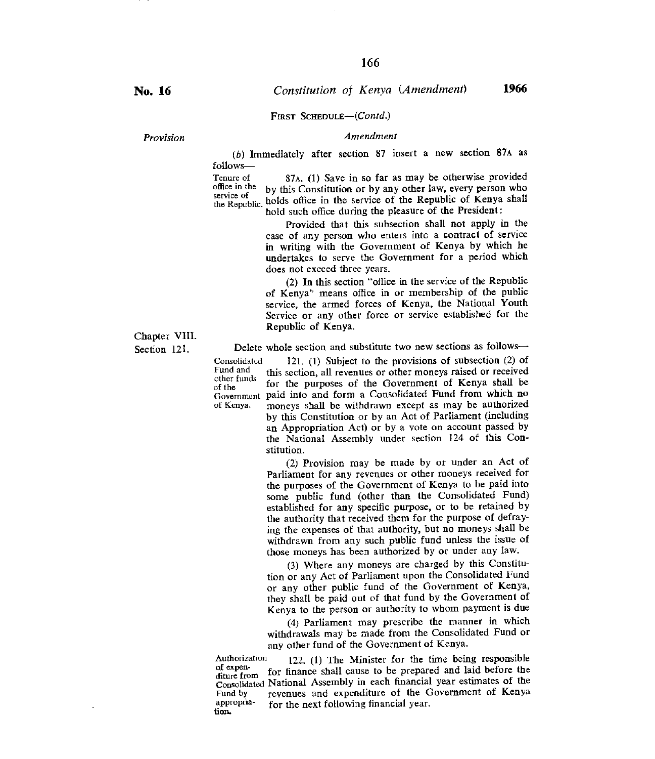**No. 16** *Constitution of Kenya (Amendment)* **1966**

FIRST SCHEDULE—(*Contd.*)

*Provision* | *Amendment*

(*b*) Immediately after section 87 insert a new section 87A as follows—

Tenure of office in the service of the Republic.

87A. (1) Save in so far as may be otherwise provided by this Constitution or by any other law, every person who holds office in the service of the Republic of Kenya shall hold such office during the pleasure of the President:

Provided that this subsection shall not apply in the case of any person who enters into a contract of service in writing with the Government of Kenya by which he undertakes to serve the Government for a period which does not exceed three years.

(2) In this section "office in the service of the Republic of Kenya" means office in or membership of the public service, the armed forces of Kenya, the National Youth Service or any other force or service established for the Republic of Kenya.

Chapter VIII.
Section 121.

Delete whole section and substitute two new sections as follows—

Consolidated Fund and other funds of the Government of Kenya.

121. (1) Subject to the provisions of subsection (2) of this section, all revenues or other moneys raised or received for the purposes of the Government of Kenya shall be paid into and form a Consolidated Fund from which no moneys shall be withdrawn except as may be authorized by this Constitution or by an Act of Parliament (including an Appropriation Act) or by a vote on account passed by the National Assembly under section 124 of this Constitution.

(2) Provision may be made by or under an Act of Parliament for any revenues or other moneys received for the purposes of the Government of Kenya to be paid into some public fund (other than the Consolidated Fund) established for any specific purpose, or to be retained by the authority that received them for the purpose of defraying the expenses of that authority, but no moneys shall be withdrawn from any such public fund unless the issue of those moneys has been authorized by or under any law.

(3) Where any moneys are charged by this Constitution or any Act of Parliament upon the Consolidated Fund or any other public fund of the Government of Kenya, they shall be paid out of that fund by the Government of Kenya to the person or authority to whom payment is due

(4) Parliament may prescribe the manner in which withdrawals may be made from the Consolidated Fund or any other fund of the Government of Kenya.

Authorization of expenditure from Consolidated Fund by appropriation.

122. (1) The Minister for the time being responsible for finance shall cause to be prepared and laid before the National Assembly in each financial year estimates of the revenues and expenditure of the Government of Kenya for the next following financial year.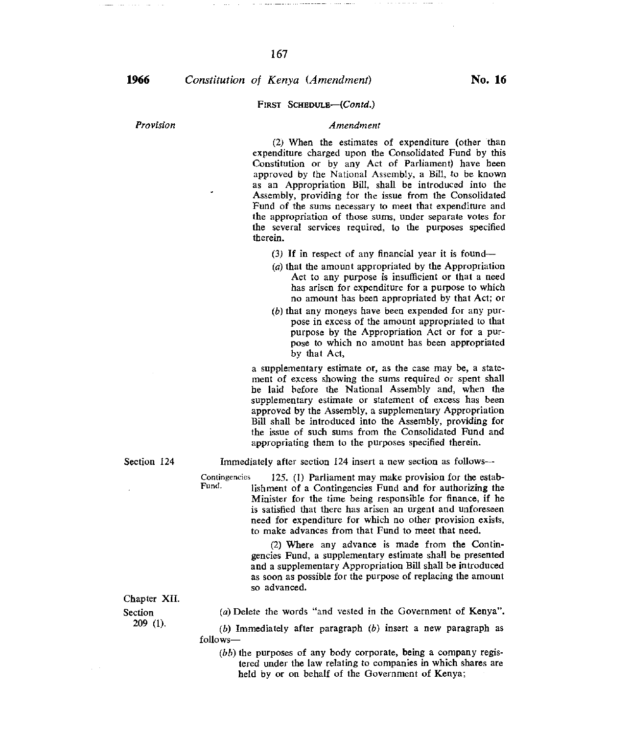FIRST SCHEDULE—(*Contd.*)

| *Provision* | *Amendment* |
|---|---|
| | (2) When the estimates of expenditure (other than expenditure charged upon the Consolidated Fund by this Constitution or by any Act of Parliament) have been approved by the National Assembly, a Bill, to be known as an Appropriation Bill, shall be introduced into the Assembly, providing for the issue from the Consolidated Fund of the sums necessary to meet that expenditure and the appropriation of those sums, under separate votes for the several services required, to the purposes specified therein. |
| | (3) If in respect of any financial year it is found— |
| | (*a*) that the amount appropriated by the Appropriation Act to any purpose is insufficient or that a need has arisen for expenditure for a purpose to which no amount has been appropriated by that Act; or |
| | (*b*) that any moneys have been expended for any purpose in excess of the amount appropriated to that purpose by the Appropriation Act or for a purpose to which no amount has been appropriated by that Act, |
| | a supplementary estimate or, as the case may be, a statement of excess showing the sums required or spent shall be laid before the National Assembly and, when the supplementary estimate or statement of excess has been approved by the Assembly, a supplementary Appropriation Bill shall be introduced into the Assembly, providing for the issue of such sums from the Consolidated Fund and appropriating them to the purposes specified therein. |
| Section 124 | Immediately after section 124 insert a new section as follows— |
| | Contingencies Fund. 125. (1) Parliament may make provision for the establishment of a Contingencies Fund and for authorizing the Minister for the time being responsible for finance, if he is satisfied that there has arisen an urgent and unforeseen need for expenditure for which no other provision exists, to make advances from that Fund to meet that need. |
| | (2) Where any advance is made from the Contingencies Fund, a supplementary estimate shall be presented and a supplementary Appropriation Bill shall be introduced as soon as possible for the purpose of replacing the amount so advanced. |
| Chapter XII. Section 209 (1). | (*a*) Delete the words "and vested in the Government of Kenya". |
| | (*b*) Immediately after paragraph (*b*) insert a new paragraph as follows— |
| | (*bb*) the purposes of any body corporate, being a company registered under the law relating to companies in which shares are held by or on behalf of the Government of Kenya; |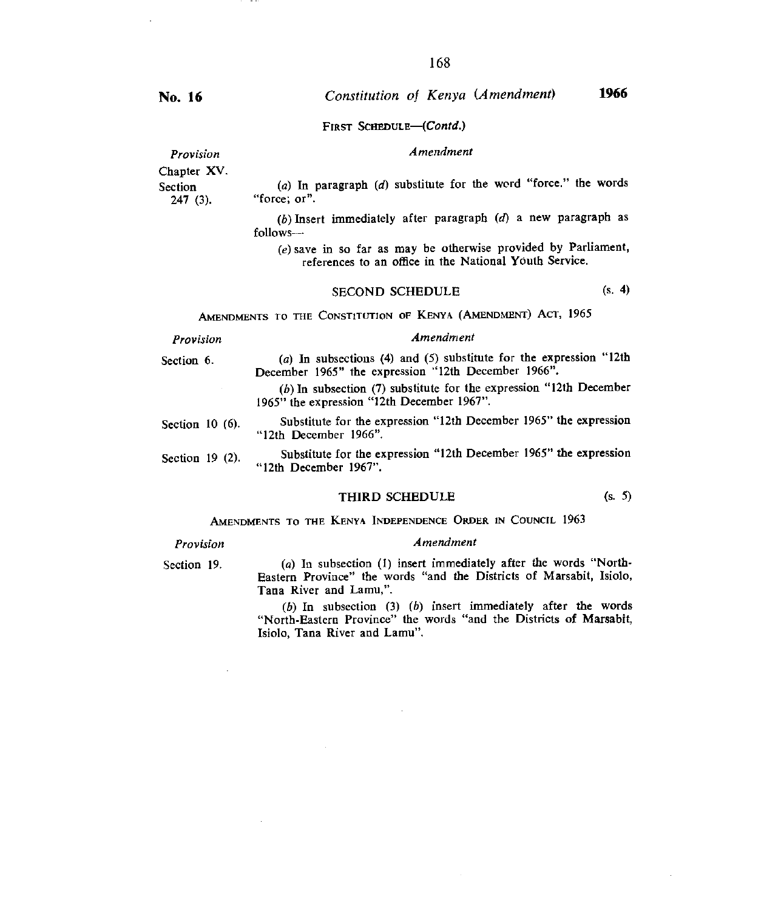FIRST SCHEDULE—*(Contd.)*

| *Provision* | *Amendment* |
| --- | --- |
| Chapter XV. Section 247 (3). | (*a*) In paragraph (*d*) substitute for the word "force." the words "force; or".<br><br>(*b*) Insert immediately after paragraph (*d*) a new paragraph as follows—<br><br>(*e*) save in so far as may be otherwise provided by Parliament, references to an office in the National Youth Service. |

## SECOND SCHEDULE (s. 4)

AMENDMENTS TO THE CONSTITUTION OF KENYA (AMENDMENT) ACT, 1965

| *Provision* | *Amendment* |
| --- | --- |
| Section 6. | (*a*) In subsections (4) and (5) substitute for the expression "12th December 1965" the expression "12th December 1966".<br><br>(*b*) In subsection (7) substitute for the expression "12th December 1965" the expression "12th December 1967". |
| Section 10 (6). | Substitute for the expression "12th December 1965" the expression "12th December 1966". |
| Section 19 (2). | Substitute for the expression "12th December 1965" the expression "12th December 1967". |

## THIRD SCHEDULE (s. 5)

AMENDMENTS TO THE KENYA INDEPENDENCE ORDER IN COUNCIL 1963

| *Provision* | *Amendment* |
| --- | --- |
| Section 19. | (*a*) In subsection (1) insert immediately after the words "North-Eastern Province" the words "and the Districts of Marsabit, Isiolo, Tana River and Lamu,".<br><br>(*b*) In subsection (3) (*b*) insert immediately after the words "North-Eastern Province" the words "and the Districts of Marsabit, Isiolo, Tana River and Lamu". |